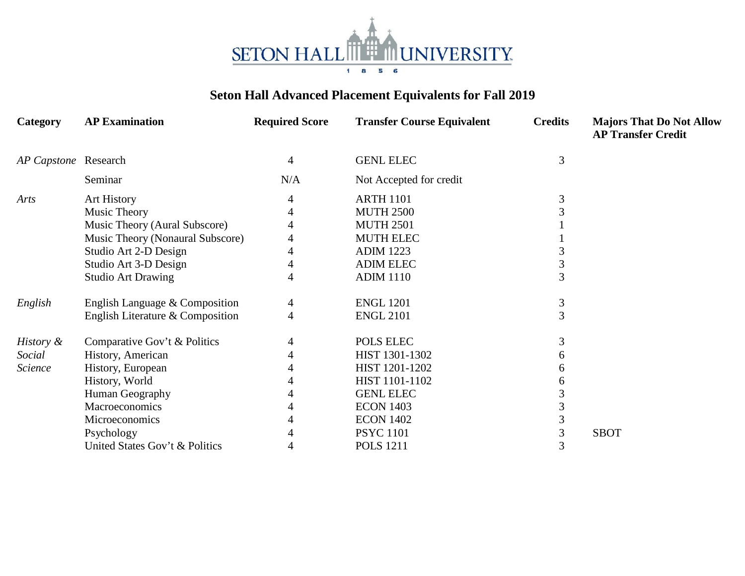SETON HALL UNIVERSITY
1856

# Seton Hall Advanced Placement Equivalents for Fall 2019

| Category | AP Examination | Required Score | Transfer Course Equivalent | Credits | Majors That Do Not Allow AP Transfer Credit |
|---|---|---|---|---|---|
| *AP Capstone* | Research | 4 | GENL ELEC | 3 | |
| | Seminar | N/A | Not Accepted for credit | | |
| *Arts* | Art History | 4 | ARTH 1101 | 3 | |
| | Music Theory | 4 | MUTH 2500 | 3 | |
| | Music Theory (Aural Subscore) | 4 | MUTH 2501 | 1 | |
| | Music Theory (Nonaural Subscore) | 4 | MUTH ELEC | 1 | |
| | Studio Art 2-D Design | 4 | ADIM 1223 | 3 | |
| | Studio Art 3-D Design | 4 | ADIM ELEC | 3 | |
| | Studio Art Drawing | 4 | ADIM 1110 | 3 | |
| *English* | English Language & Composition | 4 | ENGL 1201 | 3 | |
| | English Literature & Composition | 4 | ENGL 2101 | 3 | |
| *History & Social Science* | Comparative Gov't & Politics | 4 | POLS ELEC | 3 | |
| | History, American | 4 | HIST 1301-1302 | 6 | |
| | History, European | 4 | HIST 1201-1202 | 6 | |
| | History, World | 4 | HIST 1101-1102 | 6 | |
| | Human Geography | 4 | GENL ELEC | 3 | |
| | Macroeconomics | 4 | ECON 1403 | 3 | |
| | Microeconomics | 4 | ECON 1402 | 3 | |
| | Psychology | 4 | PSYC 1101 | 3 | SBOT |
| | United States Gov't & Politics | 4 | POLS 1211 | 3 | |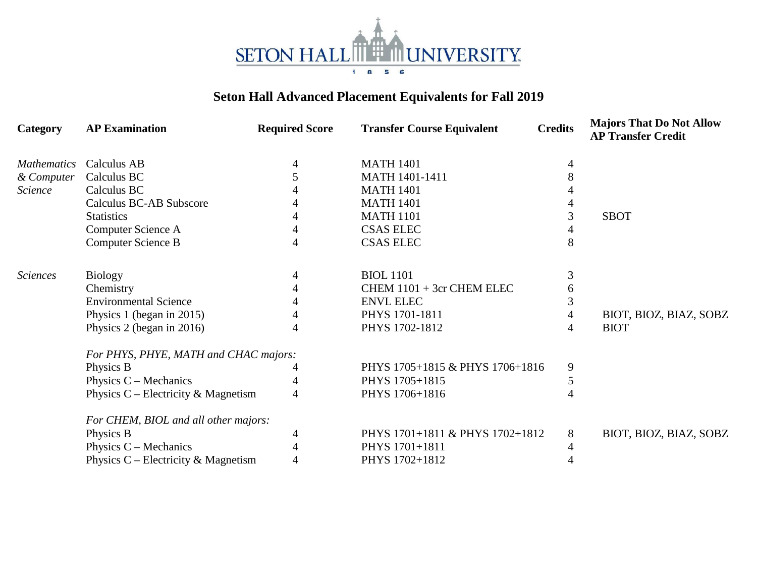SETON HALL UNIVERSITY 1856

## Seton Hall Advanced Placement Equivalents for Fall 2019

| Category | AP Examination | Required Score | Transfer Course Equivalent | Credits | Majors That Do Not Allow AP Transfer Credit |
|---|---|---|---|---|---|
| *Mathematics & Computer Science* | Calculus AB | 4 | MATH 1401 | 4 | |
| | Calculus BC | 5 | MATH 1401-1411 | 8 | |
| | Calculus BC | 4 | MATH 1401 | 4 | |
| | Calculus BC-AB Subscore | 4 | MATH 1401 | 4 | |
| | Statistics | 4 | MATH 1101 | 3 | SBOT |
| | Computer Science A | 4 | CSAS ELEC | 4 | |
| | Computer Science B | 4 | CSAS ELEC | 8 | |
| *Sciences* | Biology | 4 | BIOL 1101 | 3 | |
| | Chemistry | 4 | CHEM 1101 + 3cr CHEM ELEC | 6 | |
| | Environmental Science | 4 | ENVL ELEC | 3 | |
| | Physics 1 (began in 2015) | 4 | PHYS 1701-1811 | 4 | BIOT, BIOZ, BIAZ, SOBZ |
| | Physics 2 (began in 2016) | 4 | PHYS 1702-1812 | 4 | BIOT |
| | *For PHYS, PHYE, MATH and CHAC majors:* | | | | |
| | Physics B | 4 | PHYS 1705+1815 & PHYS 1706+1816 | 9 | |
| | Physics C – Mechanics | 4 | PHYS 1705+1815 | 5 | |
| | Physics C – Electricity & Magnetism | 4 | PHYS 1706+1816 | 4 | |
| | *For CHEM, BIOL and all other majors:* | | | | |
| | Physics B | 4 | PHYS 1701+1811 & PHYS 1702+1812 | 8 | BIOT, BIOZ, BIAZ, SOBZ |
| | Physics C – Mechanics | 4 | PHYS 1701+1811 | 4 | |
| | Physics C – Electricity & Magnetism | 4 | PHYS 1702+1812 | 4 | |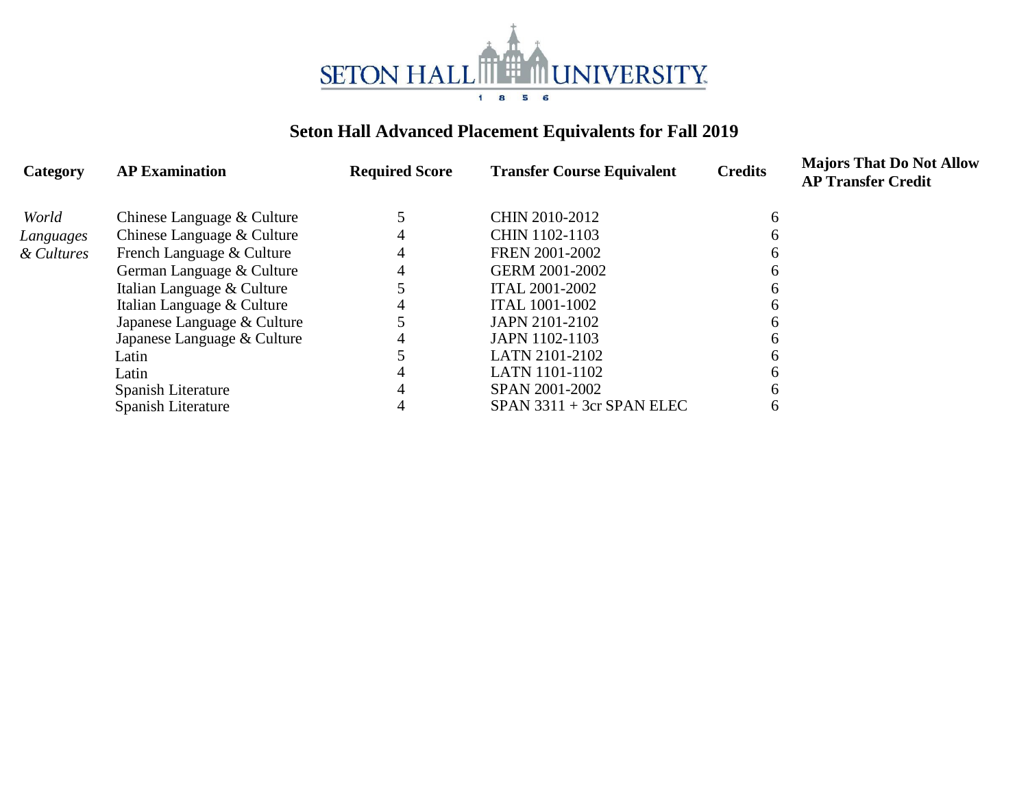SETON HALL UNIVERSITY

1856

## Seton Hall Advanced Placement Equivalents for Fall 2019

| Category | AP Examination | Required Score | Transfer Course Equivalent | Credits | Majors That Do Not Allow AP Transfer Credit |
|---|---|---|---|---|---|
| *World Languages & Cultures* | Chinese Language & Culture | 5 | CHIN 2010-2012 | 6 | |
| | Chinese Language & Culture | 4 | CHIN 1102-1103 | 6 | |
| | French Language & Culture | 4 | FREN 2001-2002 | 6 | |
| | German Language & Culture | 4 | GERM 2001-2002 | 6 | |
| | Italian Language & Culture | 5 | ITAL 2001-2002 | 6 | |
| | Italian Language & Culture | 4 | ITAL 1001-1002 | 6 | |
| | Japanese Language & Culture | 5 | JAPN 2101-2102 | 6 | |
| | Japanese Language & Culture | 4 | JAPN 1102-1103 | 6 | |
| | Latin | 5 | LATN 2101-2102 | 6 | |
| | Latin | 4 | LATN 1101-1102 | 6 | |
| | Spanish Literature | 4 | SPAN 2001-2002 | 6 | |
| | Spanish Literature | 4 | SPAN 3311 + 3cr SPAN ELEC | 6 | |